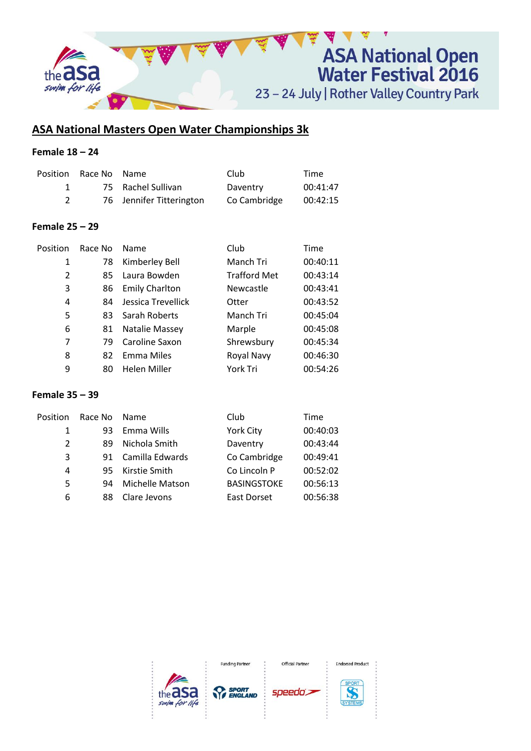# ASA National Open Water Festival 2016

23 – 24 July | Rother Valley Country Park

## ASA National Masters Open Water Championships 3k

### Female 18 – 24

| Position | Race No | Name | Club | Time |
|---|---|---|---|---|
| 1 | 75 | Rachel Sullivan | Daventry | 00:41:47 |
| 2 | 76 | Jennifer Titterington | Co Cambridge | 00:42:15 |

### Female 25 – 29

| Position | Race No | Name | Club | Time |
|---|---|---|---|---|
| 1 | 78 | Kimberley Bell | Manch Tri | 00:40:11 |
| 2 | 85 | Laura Bowden | Trafford Met | 00:43:14 |
| 3 | 86 | Emily Charlton | Newcastle | 00:43:41 |
| 4 | 84 | Jessica Trevellick | Otter | 00:43:52 |
| 5 | 83 | Sarah Roberts | Manch Tri | 00:45:04 |
| 6 | 81 | Natalie Massey | Marple | 00:45:08 |
| 7 | 79 | Caroline Saxon | Shrewsbury | 00:45:34 |
| 8 | 82 | Emma Miles | Royal Navy | 00:46:30 |
| 9 | 80 | Helen Miller | York Tri | 00:54:26 |

### Female 35 – 39

| Position | Race No | Name | Club | Time |
|---|---|---|---|---|
| 1 | 93 | Emma Wills | York City | 00:40:03 |
| 2 | 89 | Nichola Smith | Daventry | 00:43:44 |
| 3 | 91 | Camilla Edwards | Co Cambridge | 00:49:41 |
| 4 | 95 | Kirstie Smith | Co Lincoln P | 00:52:02 |
| 5 | 94 | Michelle Matson | BASINGSTOKE | 00:56:13 |
| 6 | 88 | Clare Jevons | East Dorset | 00:56:38 |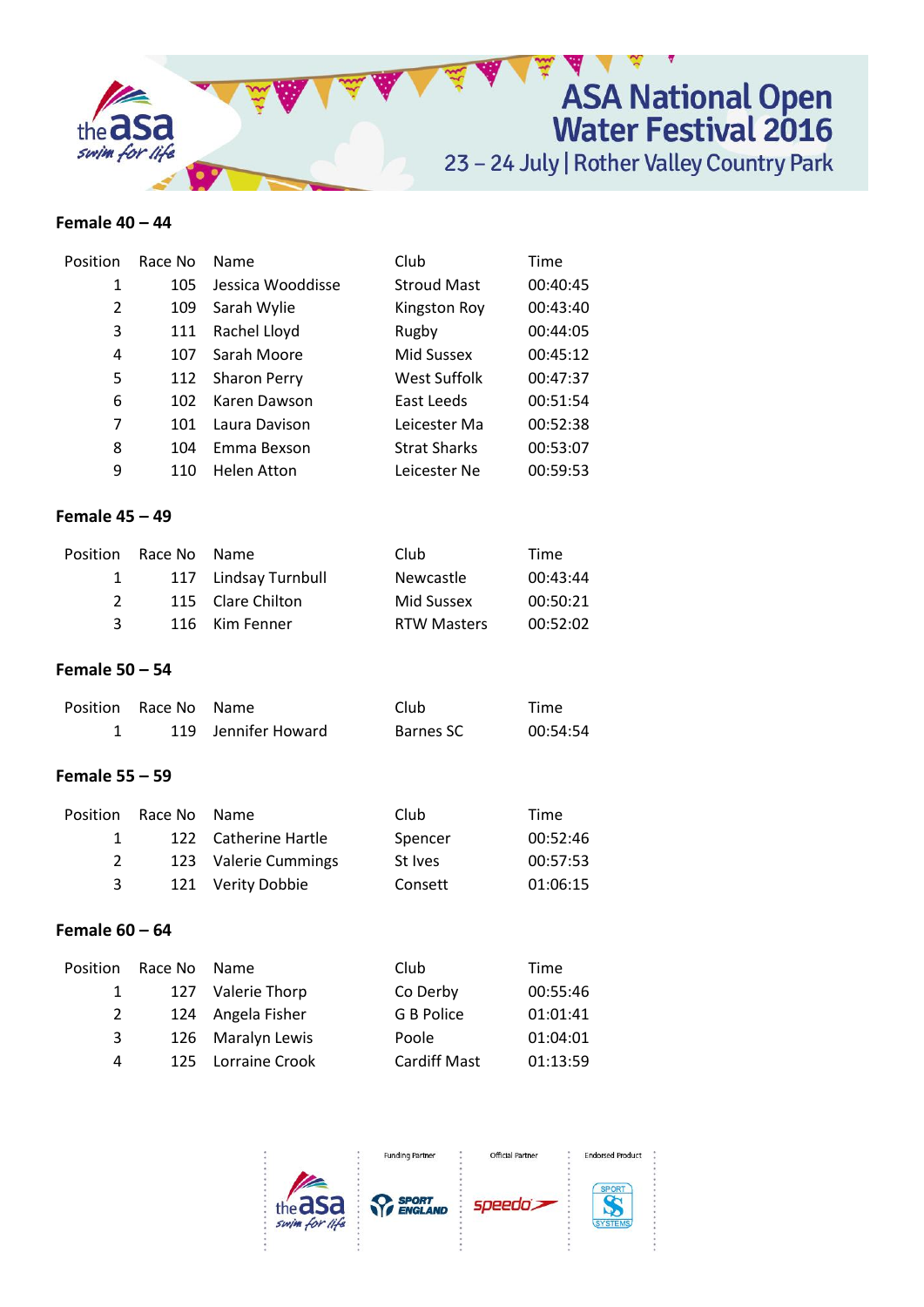## Female 40 – 44

| Position | Race No | Name | Club | Time |
|---|---|---|---|---|
| 1 | 105 | Jessica Wooddisse | Stroud Mast | 00:40:45 |
| 2 | 109 | Sarah Wylie | Kingston Roy | 00:43:40 |
| 3 | 111 | Rachel Lloyd | Rugby | 00:44:05 |
| 4 | 107 | Sarah Moore | Mid Sussex | 00:45:12 |
| 5 | 112 | Sharon Perry | West Suffolk | 00:47:37 |
| 6 | 102 | Karen Dawson | East Leeds | 00:51:54 |
| 7 | 101 | Laura Davison | Leicester Ma | 00:52:38 |
| 8 | 104 | Emma Bexson | Strat Sharks | 00:53:07 |
| 9 | 110 | Helen Atton | Leicester Ne | 00:59:53 |

## Female 45 – 49

| Position | Race No | Name | Club | Time |
|---|---|---|---|---|
| 1 | 117 | Lindsay Turnbull | Newcastle | 00:43:44 |
| 2 | 115 | Clare Chilton | Mid Sussex | 00:50:21 |
| 3 | 116 | Kim Fenner | RTW Masters | 00:52:02 |

## Female 50 – 54

| Position | Race No | Name | Club | Time |
|---|---|---|---|---|
| 1 | 119 | Jennifer Howard | Barnes SC | 00:54:54 |

## Female 55 – 59

| Position | Race No | Name | Club | Time |
|---|---|---|---|---|
| 1 | 122 | Catherine Hartle | Spencer | 00:52:46 |
| 2 | 123 | Valerie Cummings | St Ives | 00:57:53 |
| 3 | 121 | Verity Dobbie | Consett | 01:06:15 |

## Female 60 – 64

| Position | Race No | Name | Club | Time |
|---|---|---|---|---|
| 1 | 127 | Valerie Thorp | Co Derby | 00:55:46 |
| 2 | 124 | Angela Fisher | G B Police | 01:01:41 |
| 3 | 126 | Maralyn Lewis | Poole | 01:04:01 |
| 4 | 125 | Lorraine Crook | Cardiff Mast | 01:13:59 |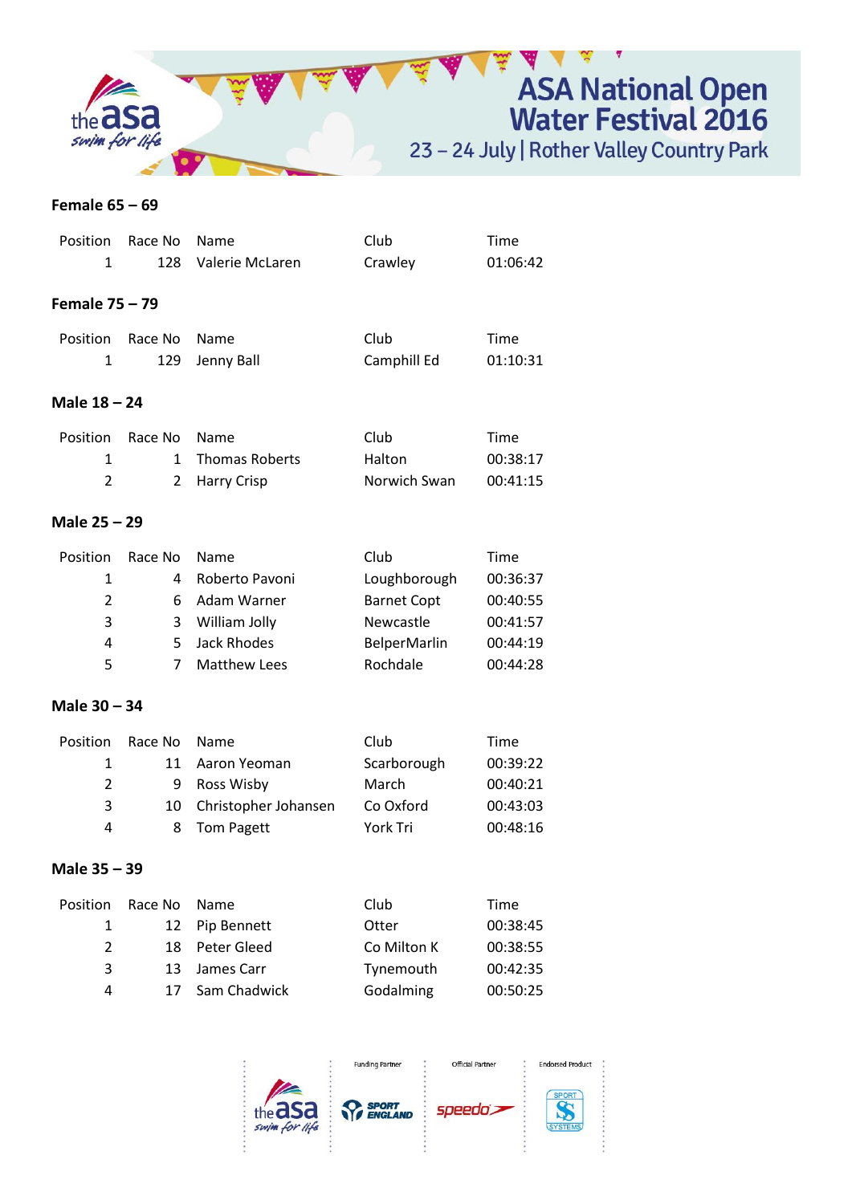# ASA National Open Water Festival 2016

23 – 24 July | Rother Valley Country Park

**Female 65 – 69**

| Position | Race No | Name | Club | Time |
|---|---|---|---|---|
| 1 | 128 | Valerie McLaren | Crawley | 01:06:42 |

**Female 75 – 79**

| Position | Race No | Name | Club | Time |
|---|---|---|---|---|
| 1 | 129 | Jenny Ball | Camphill Ed | 01:10:31 |

**Male 18 – 24**

| Position | Race No | Name | Club | Time |
|---|---|---|---|---|
| 1 | 1 | Thomas Roberts | Halton | 00:38:17 |
| 2 | 2 | Harry Crisp | Norwich Swan | 00:41:15 |

**Male 25 – 29**

| Position | Race No | Name | Club | Time |
|---|---|---|---|---|
| 1 | 4 | Roberto Pavoni | Loughborough | 00:36:37 |
| 2 | 6 | Adam Warner | Barnet Copt | 00:40:55 |
| 3 | 3 | William Jolly | Newcastle | 00:41:57 |
| 4 | 5 | Jack Rhodes | BelperMarlin | 00:44:19 |
| 5 | 7 | Matthew Lees | Rochdale | 00:44:28 |

**Male 30 – 34**

| Position | Race No | Name | Club | Time |
|---|---|---|---|---|
| 1 | 11 | Aaron Yeoman | Scarborough | 00:39:22 |
| 2 | 9 | Ross Wisby | March | 00:40:21 |
| 3 | 10 | Christopher Johansen | Co Oxford | 00:43:03 |
| 4 | 8 | Tom Pagett | York Tri | 00:48:16 |

**Male 35 – 39**

| Position | Race No | Name | Club | Time |
|---|---|---|---|---|
| 1 | 12 | Pip Bennett | Otter | 00:38:45 |
| 2 | 18 | Peter Gleed | Co Milton K | 00:38:55 |
| 3 | 13 | James Carr | Tynemouth | 00:42:35 |
| 4 | 17 | Sam Chadwick | Godalming | 00:50:25 |

Funding Partner | Official Partner | Endorsed Product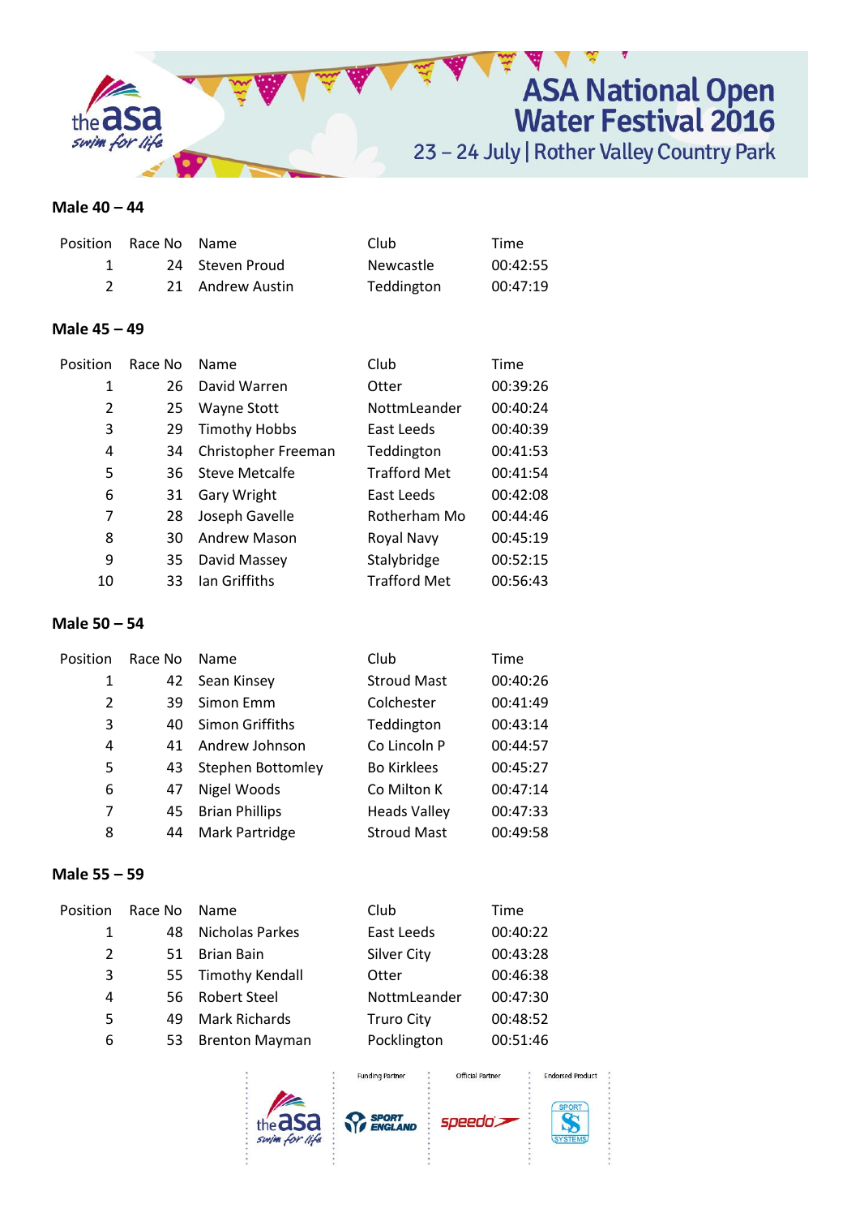## Male 40 – 44

| Position | Race No | Name | Club | Time |
|---|---|---|---|---|
| 1 | 24 | Steven Proud | Newcastle | 00:42:55 |
| 2 | 21 | Andrew Austin | Teddington | 00:47:19 |

## Male 45 – 49

| Position | Race No | Name | Club | Time |
|---|---|---|---|---|
| 1 | 26 | David Warren | Otter | 00:39:26 |
| 2 | 25 | Wayne Stott | NottmLeander | 00:40:24 |
| 3 | 29 | Timothy Hobbs | East Leeds | 00:40:39 |
| 4 | 34 | Christopher Freeman | Teddington | 00:41:53 |
| 5 | 36 | Steve Metcalfe | Trafford Met | 00:41:54 |
| 6 | 31 | Gary Wright | East Leeds | 00:42:08 |
| 7 | 28 | Joseph Gavelle | Rotherham Mo | 00:44:46 |
| 8 | 30 | Andrew Mason | Royal Navy | 00:45:19 |
| 9 | 35 | David Massey | Stalybridge | 00:52:15 |
| 10 | 33 | Ian Griffiths | Trafford Met | 00:56:43 |

## Male 50 – 54

| Position | Race No | Name | Club | Time |
|---|---|---|---|---|
| 1 | 42 | Sean Kinsey | Stroud Mast | 00:40:26 |
| 2 | 39 | Simon Emm | Colchester | 00:41:49 |
| 3 | 40 | Simon Griffiths | Teddington | 00:43:14 |
| 4 | 41 | Andrew Johnson | Co Lincoln P | 00:44:57 |
| 5 | 43 | Stephen Bottomley | Bo Kirklees | 00:45:27 |
| 6 | 47 | Nigel Woods | Co Milton K | 00:47:14 |
| 7 | 45 | Brian Phillips | Heads Valley | 00:47:33 |
| 8 | 44 | Mark Partridge | Stroud Mast | 00:49:58 |

## Male 55 – 59

| Position | Race No | Name | Club | Time |
|---|---|---|---|---|
| 1 | 48 | Nicholas Parkes | East Leeds | 00:40:22 |
| 2 | 51 | Brian Bain | Silver City | 00:43:28 |
| 3 | 55 | Timothy Kendall | Otter | 00:46:38 |
| 4 | 56 | Robert Steel | NottmLeander | 00:47:30 |
| 5 | 49 | Mark Richards | Truro City | 00:48:52 |
| 6 | 53 | Brenton Mayman | Pocklington | 00:51:46 |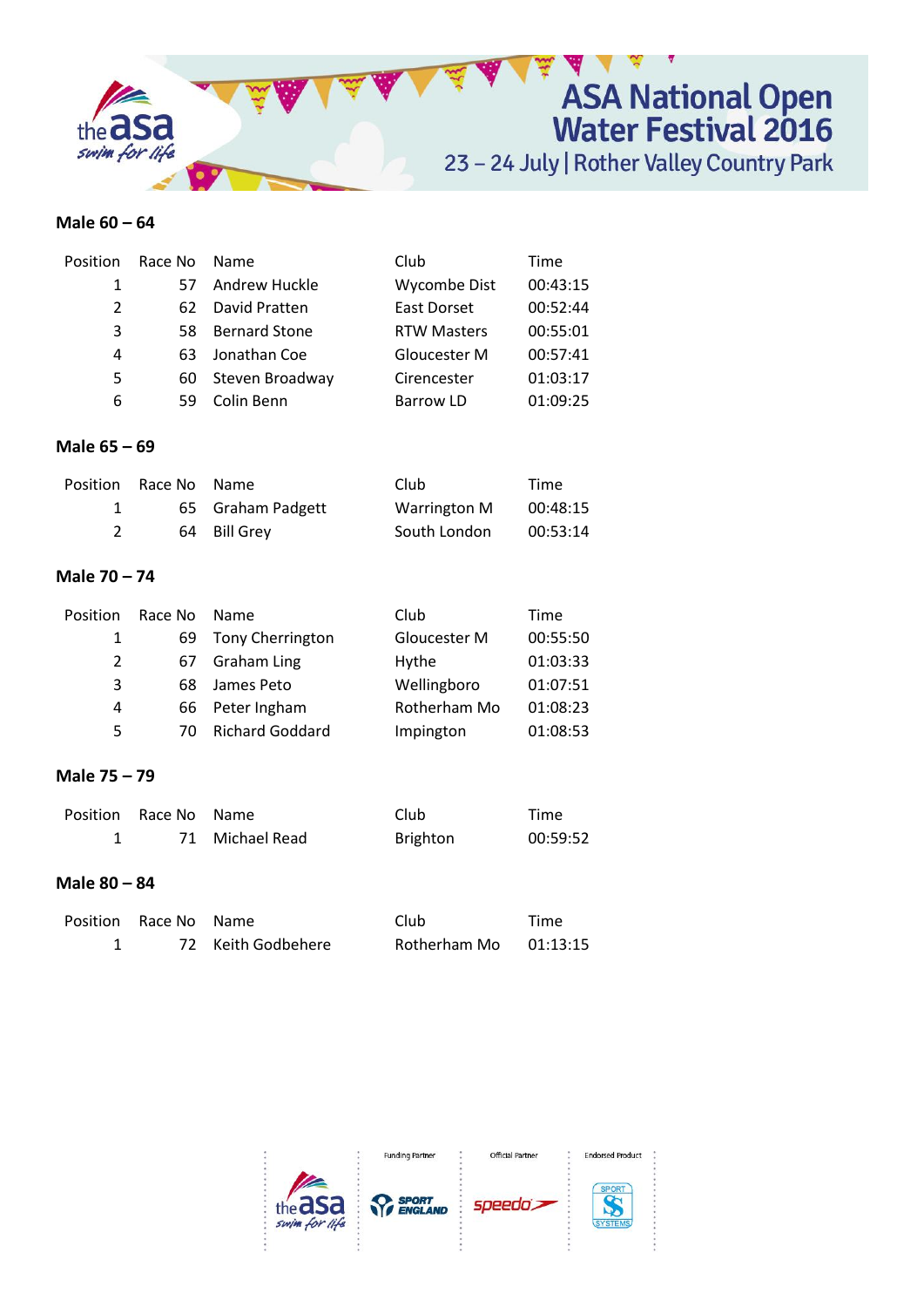## Male 60 – 64

| Position | Race No | Name | Club | Time |
|---|---|---|---|---|
| 1 | 57 | Andrew Huckle | Wycombe Dist | 00:43:15 |
| 2 | 62 | David Pratten | East Dorset | 00:52:44 |
| 3 | 58 | Bernard Stone | RTW Masters | 00:55:01 |
| 4 | 63 | Jonathan Coe | Gloucester M | 00:57:41 |
| 5 | 60 | Steven Broadway | Cirencester | 01:03:17 |
| 6 | 59 | Colin Benn | Barrow LD | 01:09:25 |

## Male 65 – 69

| Position | Race No | Name | Club | Time |
|---|---|---|---|---|
| 1 | 65 | Graham Padgett | Warrington M | 00:48:15 |
| 2 | 64 | Bill Grey | South London | 00:53:14 |

## Male 70 – 74

| Position | Race No | Name | Club | Time |
|---|---|---|---|---|
| 1 | 69 | Tony Cherrington | Gloucester M | 00:55:50 |
| 2 | 67 | Graham Ling | Hythe | 01:03:33 |
| 3 | 68 | James Peto | Wellingboro | 01:07:51 |
| 4 | 66 | Peter Ingham | Rotherham Mo | 01:08:23 |
| 5 | 70 | Richard Goddard | Impington | 01:08:53 |

## Male 75 – 79

| Position | Race No | Name | Club | Time |
|---|---|---|---|---|
| 1 | 71 | Michael Read | Brighton | 00:59:52 |

## Male 80 – 84

| Position | Race No | Name | Club | Time |
|---|---|---|---|---|
| 1 | 72 | Keith Godbehere | Rotherham Mo | 01:13:15 |